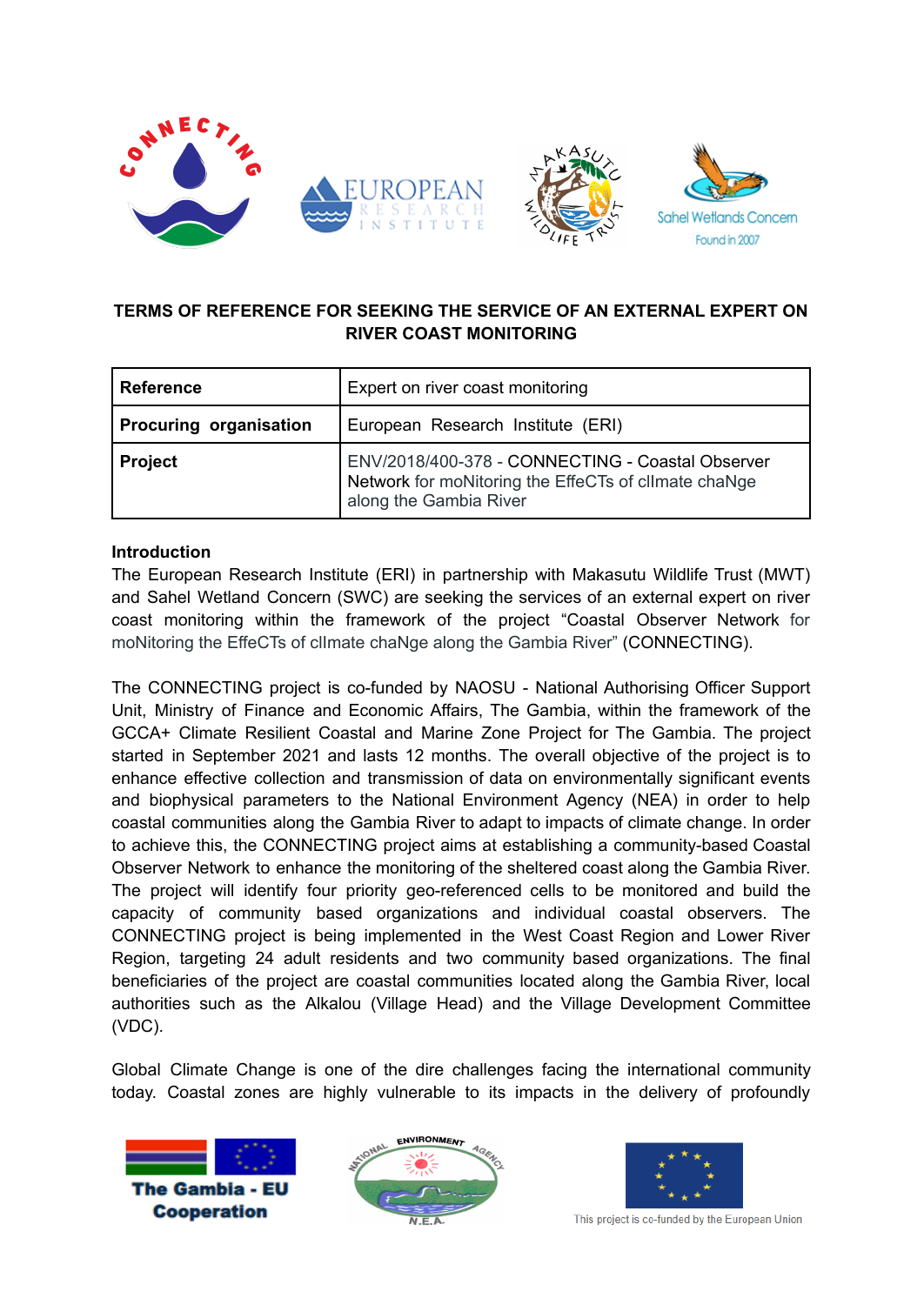# TERMS OF REFERENCE FOR SEEKING THE SERVICE OF AN EXTERNAL EXPERT ON RIVER COAST MONITORING

| **Reference** | Expert on river coast monitoring |
|---|---|
| **Procuring organisation** | European Research Institute (ERI) |
| **Project** | ENV/2018/400-378 - CONNECTING - Coastal Observer Network for moNitoring the EffeCTs of clImate chaNge along the Gambia River |

**Introduction**

The European Research Institute (ERI) in partnership with Makasutu Wildlife Trust (MWT) and Sahel Wetland Concern (SWC) are seeking the services of an external expert on river coast monitoring within the framework of the project "Coastal Observer Network for moNitoring the EffeCTs of clImate chaNge along the Gambia River" (CONNECTING).

The CONNECTING project is co-funded by NAOSU - National Authorising Officer Support Unit, Ministry of Finance and Economic Affairs, The Gambia, within the framework of the GCCA+ Climate Resilient Coastal and Marine Zone Project for The Gambia. The project started in September 2021 and lasts 12 months. The overall objective of the project is to enhance effective collection and transmission of data on environmentally significant events and biophysical parameters to the National Environment Agency (NEA) in order to help coastal communities along the Gambia River to adapt to impacts of climate change. In order to achieve this, the CONNECTING project aims at establishing a community-based Coastal Observer Network to enhance the monitoring of the sheltered coast along the Gambia River. The project will identify four priority geo-referenced cells to be monitored and build the capacity of community based organizations and individual coastal observers. The CONNECTING project is being implemented in the West Coast Region and Lower River Region, targeting 24 adult residents and two community based organizations. The final beneficiaries of the project are coastal communities located along the Gambia River, local authorities such as the Alkalou (Village Head) and the Village Development Committee (VDC).

Global Climate Change is one of the dire challenges facing the international community today. Coastal zones are highly vulnerable to its impacts in the delivery of profoundly

The Gambia - EU Cooperation

This project is co-funded by the European Union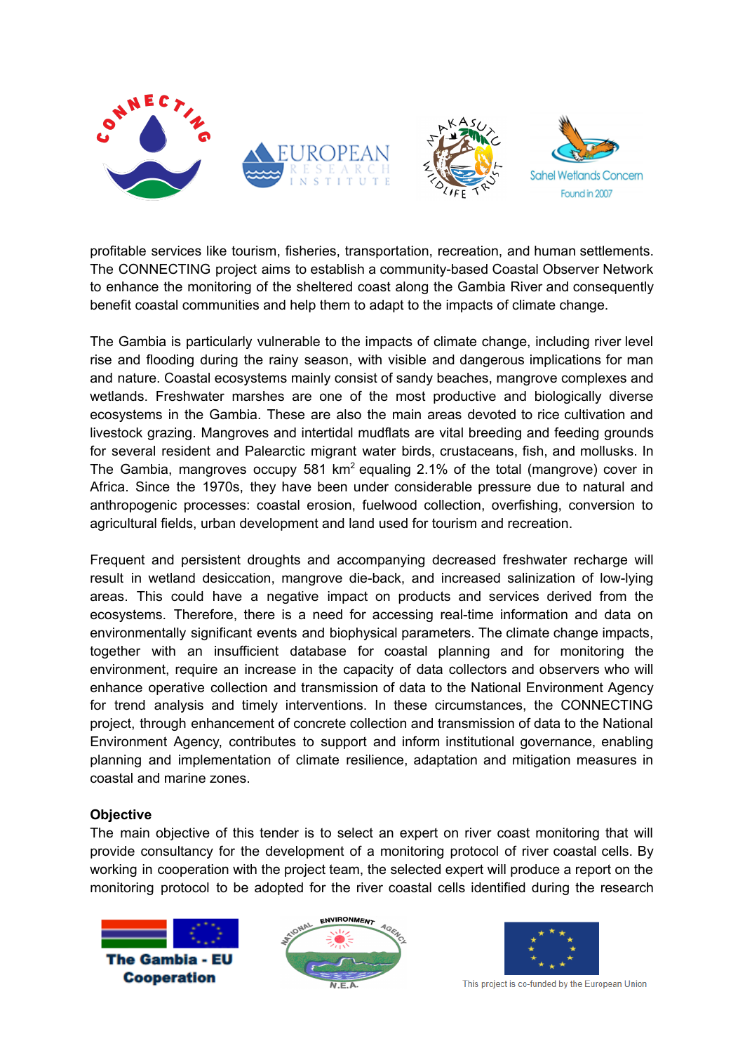profitable services like tourism, fisheries, transportation, recreation, and human settlements. The CONNECTING project aims to establish a community-based Coastal Observer Network to enhance the monitoring of the sheltered coast along the Gambia River and consequently benefit coastal communities and help them to adapt to the impacts of climate change.

The Gambia is particularly vulnerable to the impacts of climate change, including river level rise and flooding during the rainy season, with visible and dangerous implications for man and nature. Coastal ecosystems mainly consist of sandy beaches, mangrove complexes and wetlands. Freshwater marshes are one of the most productive and biologically diverse ecosystems in the Gambia. These are also the main areas devoted to rice cultivation and livestock grazing. Mangroves and intertidal mudflats are vital breeding and feeding grounds for several resident and Palearctic migrant water birds, crustaceans, fish, and mollusks. In The Gambia, mangroves occupy 581 $km^2$ equaling 2.1% of the total (mangrove) cover in Africa. Since the 1970s, they have been under considerable pressure due to natural and anthropogenic processes: coastal erosion, fuelwood collection, overfishing, conversion to agricultural fields, urban development and land used for tourism and recreation.

Frequent and persistent droughts and accompanying decreased freshwater recharge will result in wetland desiccation, mangrove die-back, and increased salinization of low-lying areas. This could have a negative impact on products and services derived from the ecosystems. Therefore, there is a need for accessing real-time information and data on environmentally significant events and biophysical parameters. The climate change impacts, together with an insufficient database for coastal planning and for monitoring the environment, require an increase in the capacity of data collectors and observers who will enhance operative collection and transmission of data to the National Environment Agency for trend analysis and timely interventions. In these circumstances, the CONNECTING project, through enhancement of concrete collection and transmission of data to the National Environment Agency, contributes to support and inform institutional governance, enabling planning and implementation of climate resilience, adaptation and mitigation measures in coastal and marine zones.

**Objective**

The main objective of this tender is to select an expert on river coast monitoring that will provide consultancy for the development of a monitoring protocol of river coastal cells. By working in cooperation with the project team, the selected expert will produce a report on the monitoring protocol to be adopted for the river coastal cells identified during the research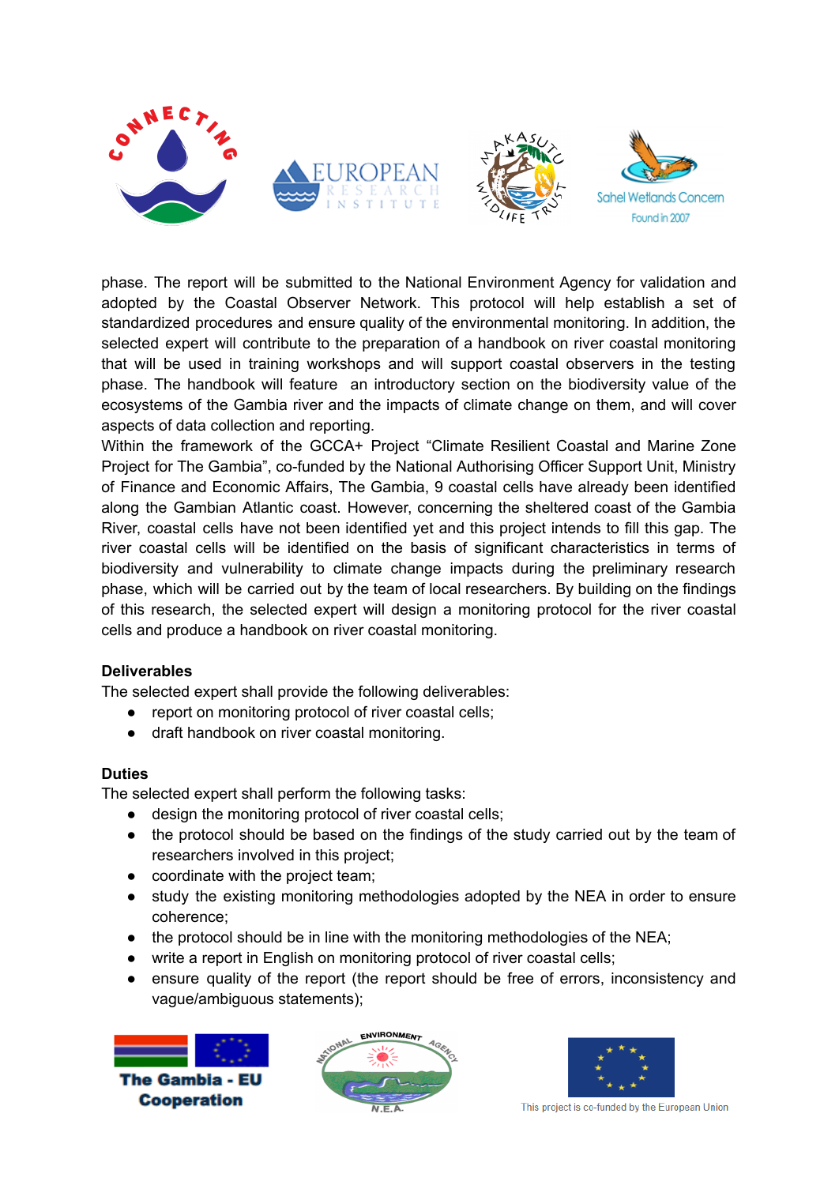phase. The report will be submitted to the National Environment Agency for validation and adopted by the Coastal Observer Network. This protocol will help establish a set of standardized procedures and ensure quality of the environmental monitoring. In addition, the selected expert will contribute to the preparation of a handbook on river coastal monitoring that will be used in training workshops and will support coastal observers in the testing phase. The handbook will feature an introductory section on the biodiversity value of the ecosystems of the Gambia river and the impacts of climate change on them, and will cover aspects of data collection and reporting.
Within the framework of the GCCA+ Project "Climate Resilient Coastal and Marine Zone Project for The Gambia", co-funded by the National Authorising Officer Support Unit, Ministry of Finance and Economic Affairs, The Gambia, 9 coastal cells have already been identified along the Gambian Atlantic coast. However, concerning the sheltered coast of the Gambia River, coastal cells have not been identified yet and this project intends to fill this gap. The river coastal cells will be identified on the basis of significant characteristics in terms of biodiversity and vulnerability to climate change impacts during the preliminary research phase, which will be carried out by the team of local researchers. By building on the findings of this research, the selected expert will design a monitoring protocol for the river coastal cells and produce a handbook on river coastal monitoring.

**Deliverables**
The selected expert shall provide the following deliverables:

- report on monitoring protocol of river coastal cells;
- draft handbook on river coastal monitoring.

**Duties**
The selected expert shall perform the following tasks:

- design the monitoring protocol of river coastal cells;
- the protocol should be based on the findings of the study carried out by the team of researchers involved in this project;
- coordinate with the project team;
- study the existing monitoring methodologies adopted by the NEA in order to ensure coherence;
- the protocol should be in line with the monitoring methodologies of the NEA;
- write a report in English on monitoring protocol of river coastal cells;
- ensure quality of the report (the report should be free of errors, inconsistency and vague/ambiguous statements);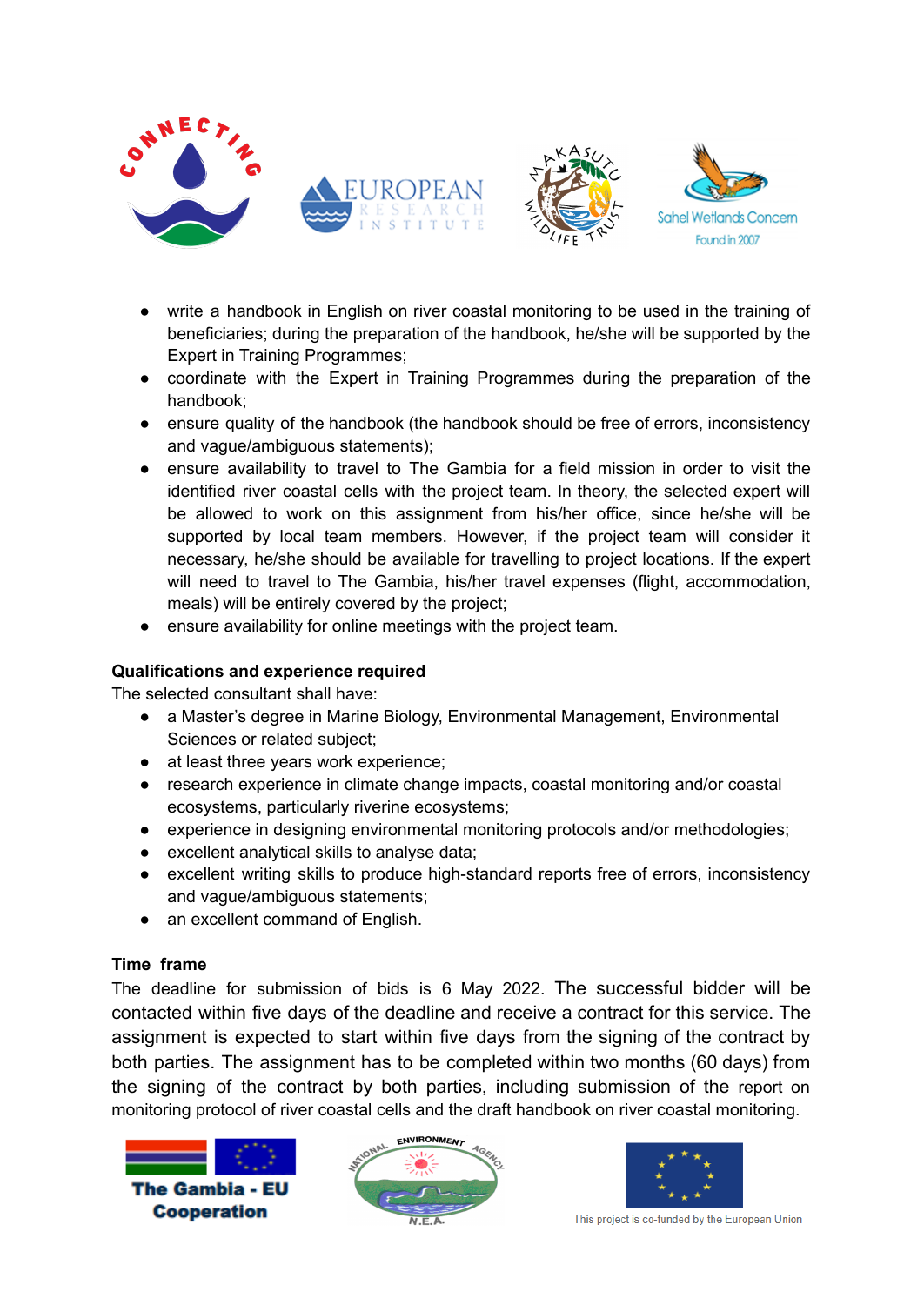- write a handbook in English on river coastal monitoring to be used in the training of beneficiaries; during the preparation of the handbook, he/she will be supported by the Expert in Training Programmes;
- coordinate with the Expert in Training Programmes during the preparation of the handbook;
- ensure quality of the handbook (the handbook should be free of errors, inconsistency and vague/ambiguous statements);
- ensure availability to travel to The Gambia for a field mission in order to visit the identified river coastal cells with the project team. In theory, the selected expert will be allowed to work on this assignment from his/her office, since he/she will be supported by local team members. However, if the project team will consider it necessary, he/she should be available for travelling to project locations. If the expert will need to travel to The Gambia, his/her travel expenses (flight, accommodation, meals) will be entirely covered by the project;
- ensure availability for online meetings with the project team.

**Qualifications and experience required**

The selected consultant shall have:

- a Master's degree in Marine Biology, Environmental Management, Environmental Sciences or related subject;
- at least three years work experience;
- research experience in climate change impacts, coastal monitoring and/or coastal ecosystems, particularly riverine ecosystems;
- experience in designing environmental monitoring protocols and/or methodologies;
- excellent analytical skills to analyse data;
- excellent writing skills to produce high-standard reports free of errors, inconsistency and vague/ambiguous statements;
- an excellent command of English.

**Time frame**

The deadline for submission of bids is 6 May 2022. The successful bidder will be contacted within five days of the deadline and receive a contract for this service. The assignment is expected to start within five days from the signing of the contract by both parties. The assignment has to be completed within two months (60 days) from the signing of the contract by both parties, including submission of the report on monitoring protocol of river coastal cells and the draft handbook on river coastal monitoring.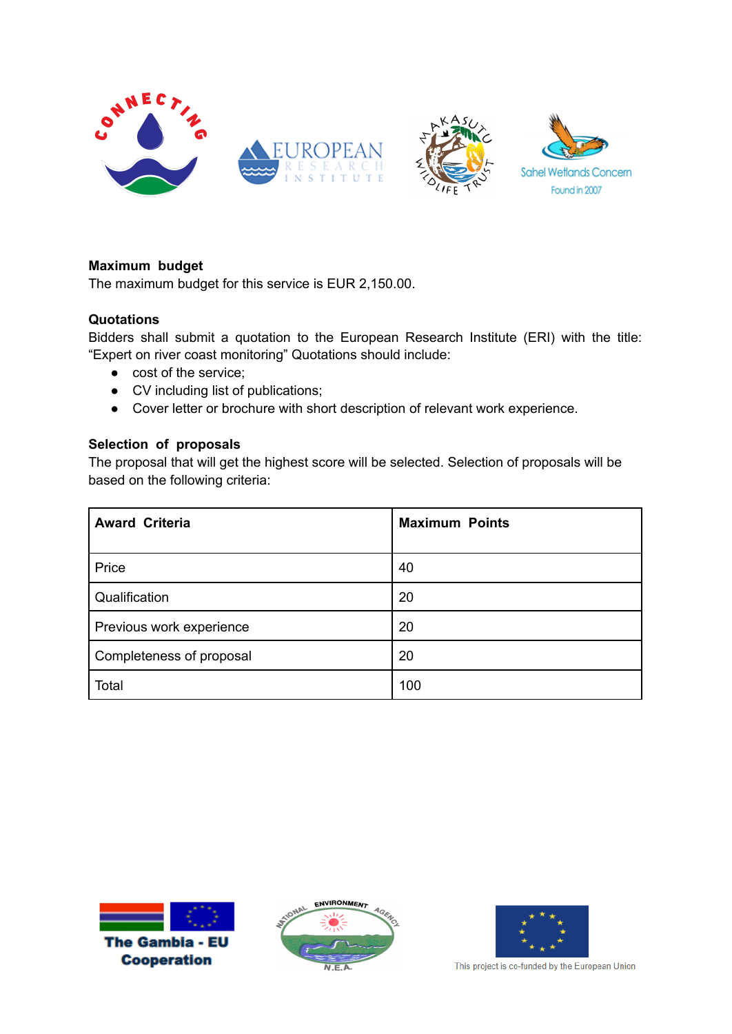**Maximum budget**

The maximum budget for this service is EUR 2,150.00.

**Quotations**

Bidders shall submit a quotation to the European Research Institute (ERI) with the title: "Expert on river coast monitoring" Quotations should include:

- cost of the service;
- CV including list of publications;
- Cover letter or brochure with short description of relevant work experience.

**Selection of proposals**

The proposal that will get the highest score will be selected. Selection of proposals will be based on the following criteria:

| Award Criteria | Maximum Points |
|---|---|
| Price | 40 |
| Qualification | 20 |
| Previous work experience | 20 |
| Completeness of proposal | 20 |
| Total | 100 |